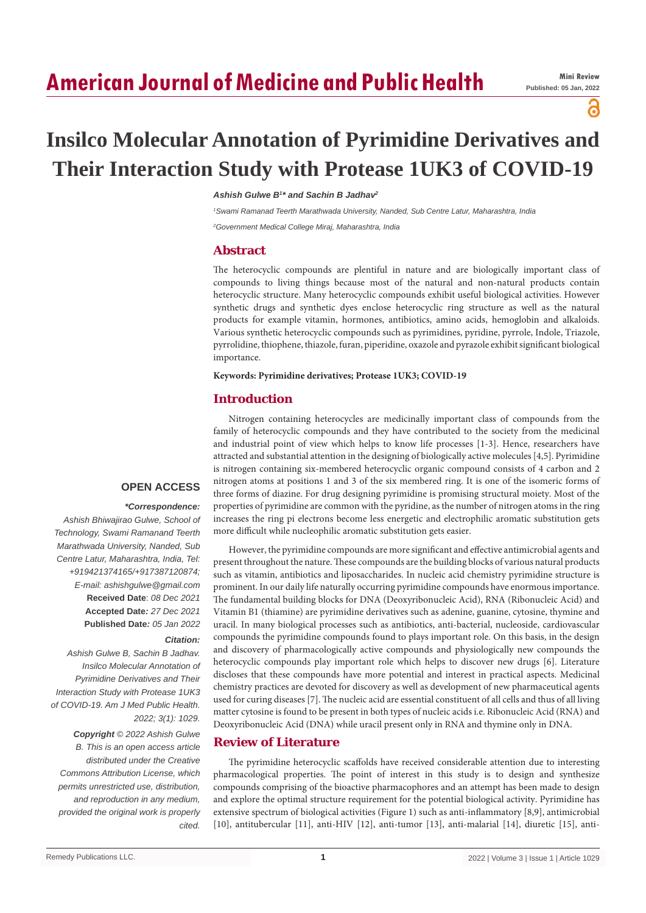American Journal of Medicine and Public Health

Mini Review
Published: 05 Jan, 2022

# Insilco Molecular Annotation of Pyrimidine Derivatives and Their Interaction Study with Protease 1UK3 of COVID-19

***Ashish Gulwe B[1]\* and Sachin B Jadhav[2]***

*[1]Swami Ramanad Teerth Marathwada University, Nanded, Sub Centre Latur, Maharashtra, India*

*[2]Government Medical College Miraj, Maharashtra, India*

## Abstract

The heterocyclic compounds are plentiful in nature and are biologically important class of compounds to living things because most of the natural and non-natural products contain heterocyclic structure. Many heterocyclic compounds exhibit useful biological activities. However synthetic drugs and synthetic dyes enclose heterocyclic ring structure as well as the natural products for example vitamin, hormones, antibiotics, amino acids, hemoglobin and alkaloids. Various synthetic heterocyclic compounds such as pyrimidines, pyridine, pyrrole, Indole, Triazole, pyrrolidine, thiophene, thiazole, furan, piperidine, oxazole and pyrazole exhibit significant biological importance.

**Keywords: Pyrimidine derivatives; Protease 1UK3; COVID-19**

## Introduction

Nitrogen containing heterocycles are medicinally important class of compounds from the family of heterocyclic compounds and they have contributed to the society from the medicinal and industrial point of view which helps to know life processes [1-3]. Hence, researchers have attracted and substantial attention in the designing of biologically active molecules [4,5]. Pyrimidine is nitrogen containing six-membered heterocyclic organic compound consists of 4 carbon and 2 nitrogen atoms at positions 1 and 3 of the six membered ring. It is one of the isomeric forms of three forms of diazine. For drug designing pyrimidine is promising structural moiety. Most of the properties of pyrimidine are common with the pyridine, as the number of nitrogen atoms in the ring increases the ring pi electrons become less energetic and electrophilic aromatic substitution gets more difficult while nucleophilic aromatic substitution gets easier.

However, the pyrimidine compounds are more significant and effective antimicrobial agents and present throughout the nature. These compounds are the building blocks of various natural products such as vitamin, antibiotics and liposaccharides. In nucleic acid chemistry pyrimidine structure is prominent. In our daily life naturally occurring pyrimidine compounds have enormous importance. The fundamental building blocks for DNA (Deoxyribonucleic Acid), RNA (Ribonucleic Acid) and Vitamin B1 (thiamine) are pyrimidine derivatives such as adenine, guanine, cytosine, thymine and uracil. In many biological processes such as antibiotics, anti-bacterial, nucleoside, cardiovascular compounds the pyrimidine compounds found to plays important role. On this basis, in the design and discovery of pharmacologically active compounds and physiologically active new compounds the heterocyclic compounds play important role which helps to discover new drugs [6]. Literature discloses that these compounds have more potential and interest in practical aspects. Medicinal chemistry practices are devoted for discovery as well as development of new pharmaceutical agents used for curing diseases [7]. The nucleic acid are essential constituent of all cells and thus of all living matter cytosine is found to be present in both types of nucleic acids i.e. Ribonucleic Acid (RNA) and Deoxyribonucleic Acid (DNA) while uracil present only in RNA and thymine only in DNA.

## Review of Literature

The pyrimidine heterocyclic scaffolds have received considerable attention due to interesting pharmacological properties. The point of interest in this study is to design and synthesize compounds comprising of the bioactive pharmacophores and an attempt has been made to design and explore the optimal structure requirement for the potential biological activity. Pyrimidine has extensive spectrum of biological activities (Figure 1) such as anti-inflammatory [8,9], antimicrobial [10], antitubercular [11], anti-HIV [12], anti-tumor [13], anti-malarial [14], diuretic [15], anti-

**OPEN ACCESS**

***\*Correspondence:***

*Ashish Bhiwajirao Gulwe, School of Technology, Swami Ramanand Teerth Marathwada University, Nanded, Sub Centre Latur, Maharashtra, India, Tel: +919421374165/+917387120874;*
*E-mail: ashishgulwe@gmail.com*

**Received Date**: *08 Dec 2021*
**Accepted Date***: 27 Dec 2021*
**Published Date***: 05 Jan 2022*

***Citation:***

*Ashish Gulwe B, Sachin B Jadhav. Insilco Molecular Annotation of Pyrimidine Derivatives and Their Interaction Study with Protease 1UK3 of COVID-19. Am J Med Public Health. 2022; 3(1): 1029.*

***Copyright** © 2022 Ashish Gulwe B. This is an open access article distributed under the Creative Commons Attribution License, which permits unrestricted use, distribution, and reproduction in any medium, provided the original work is properly cited.*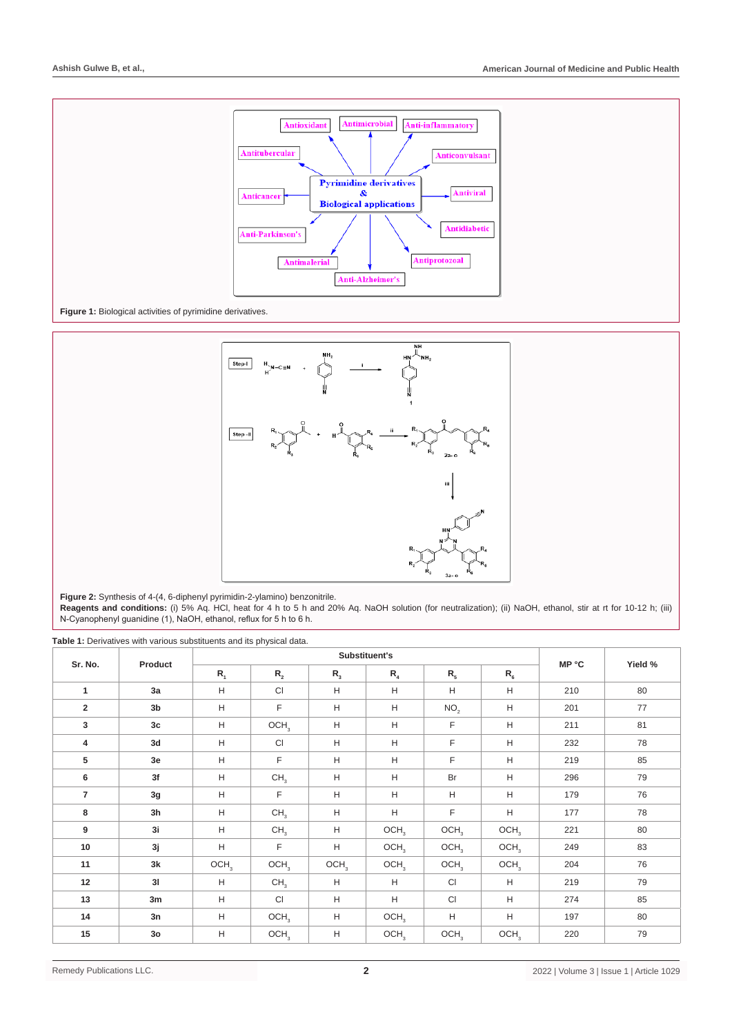**Figure 1:** Biological activities of pyrimidine derivatives.

**Figure 2:** Synthesis of 4-(4, 6-diphenyl pyrimidin-2-ylamino) benzonitrile.

**Reagents and conditions:** (i) 5% Aq. HCl, heat for 4 h to 5 h and 20% Aq. NaOH solution (for neutralization); (ii) NaOH, ethanol, stir at rt for 10-12 h; (iii) N-Cyanophenyl guanidine (1), NaOH, ethanol, reflux for 5 h to 6 h.

**Table 1:** Derivatives with various substituents and its physical data.

| Sr. No. | Product | Substituent's | | | | | | MP °C | Yield % |
|---|---|---|---|---|---|---|---|---|---|
| | | $R_1$ | $R_2$ | $R_3$ | $R_4$ | $R_5$ | $R_6$ | | |
| 1 | 3a | H | Cl | H | H | H | H | 210 | 80 |
| 2 | 3b | H | F | H | H | $NO_2$ | H | 201 | 77 |
| 3 | 3c | H | $OCH_3$ | H | H | F | H | 211 | 81 |
| 4 | 3d | H | Cl | H | H | F | H | 232 | 78 |
| 5 | 3e | H | F | H | H | F | H | 219 | 85 |
| 6 | 3f | H | $CH_3$ | H | H | Br | H | 296 | 79 |
| 7 | 3g | H | F | H | H | H | H | 179 | 76 |
| 8 | 3h | H | $CH_3$ | H | H | F | H | 177 | 78 |
| 9 | 3i | H | $CH_3$ | H | $OCH_3$ | $OCH_3$ | $OCH_3$ | 221 | 80 |
| 10 | 3j | H | F | H | $OCH_3$ | $OCH_3$ | $OCH_3$ | 249 | 83 |
| 11 | 3k | $OCH_3$ | $OCH_3$ | $OCH_3$ | $OCH_3$ | $OCH_3$ | $OCH_3$ | 204 | 76 |
| 12 | 3l | H | $CH_3$ | H | H | Cl | H | 219 | 79 |
| 13 | 3m | H | Cl | H | H | Cl | H | 274 | 85 |
| 14 | 3n | H | $OCH_3$ | H | $OCH_3$ | H | H | 197 | 80 |
| 15 | 3o | H | $OCH_3$ | H | $OCH_3$ | $OCH_3$ | $OCH_3$ | 220 | 79 |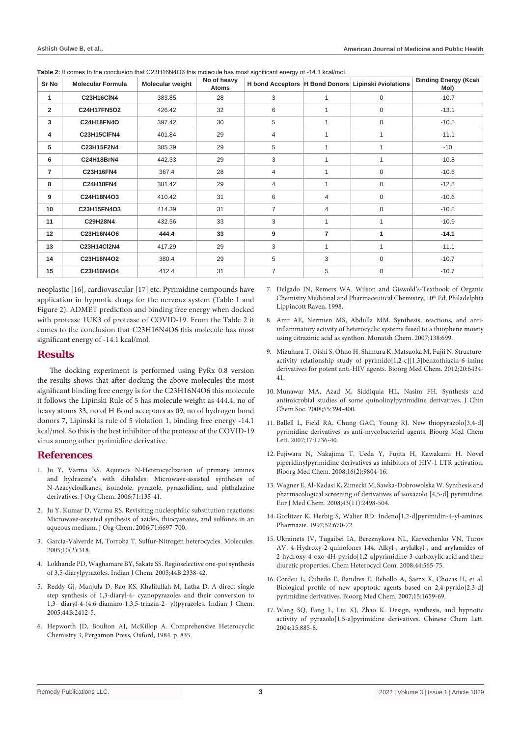**Table 2:** It comes to the conclusion that C23H16N4O6 this molecule has most significant energy of -14.1 kcal/mol.

| Sr No | Molecular Formula | Molecular weight | No of heavy Atoms | H bond Acceptors | H Bond Donors | Lipinski #violations | Binding Energy (Kcal/Mol) |
|---|---|---|---|---|---|---|---|
| 1 | C23H16ClN4 | 383.85 | 28 | 3 | 1 | 0 | -10.7 |
| 2 | C24H17FN5O2 | 426.42 | 32 | 6 | 1 | 0 | -13.1 |
| 3 | C24H18FN4O | 397.42 | 30 | 5 | 1 | 0 | -10.5 |
| 4 | C23H15ClFN4 | 401.84 | 29 | 4 | 1 | 1 | -11.1 |
| 5 | C23H15F2N4 | 385.39 | 29 | 5 | 1 | 1 | -10 |
| 6 | C24H18BrN4 | 442.33 | 29 | 3 | 1 | 1 | -10.8 |
| 7 | C23H16FN4 | 367.4 | 28 | 4 | 1 | 0 | -10.6 |
| 8 | C24H18FN4 | 381.42 | 29 | 4 | 1 | 0 | -12.8 |
| 9 | C24H18N4O3 | 410.42 | 31 | 6 | 4 | 0 | -10.6 |
| 10 | C23H15FN4O3 | 414.39 | 31 | 7 | 4 | 0 | -10.8 |
| 11 | C29H28N4 | 432.56 | 33 | 3 | 1 | 1 | -10.9 |
| 12 | **C23H16N4O6** | **444.4** | **33** | **9** | **7** | **1** | **-14.1** |
| 13 | C23H14Cl2N4 | 417.29 | 29 | 3 | 1 | 1 | -11.1 |
| 14 | C23H16N4O2 | 380.4 | 29 | 5 | 3 | 0 | -10.7 |
| 15 | C23H16N4O4 | 412.4 | 31 | 7 | 5 | 0 | -10.7 |

neoplastic [16], cardiovascular [17] etc. Pyrimidine compounds have application in hypnotic drugs for the nervous system (Table 1 and Figure 2). ADMET prediction and binding free energy when docked with protease 1UK3 of protease of COVID-19. From the Table 2 it comes to the conclusion that C23H16N4O6 this molecule has most significant energy of -14.1 kcal/mol.

## Results

The docking experiment is performed using PyRx 0.8 version the results shows that after docking the above molecules the most significant binding free energy is for the C23H16N4O6 this molecule it follows the Lipinski Rule of 5 has molecule weight as 444.4, no of heavy atoms 33, no of H Bond acceptors as 09, no of hydrogen bond donors 7, Lipinski is rule of 5 violation 1, binding free energy -14.1 kcal/mol. So this is the best inhibitor of the protease of the COVID-19 virus among other pyrimidine derivative.

## References

1. Ju Y, Varma RS. Aqueous N-Heterocyclization of primary amines and hydrazine's with dihalides: Microwave-assisted syntheses of N-Azacycloalkanes, isoindole, pyrazole, pyrazolidine, and phthalazine derivatives. J Org Chem. 2006;71:135-41.
2. Ju Y, Kumar D, Varma RS. Revisiting nucleophilic substitution reactions: Microwave-assisted synthesis of azides, thiocyanates, and sulfones in an aqueous medium. J Org Chem. 2006;71:6697-700.
3. Garcia-Valverde M, Torroba T. Sulfur-Nitrogen heterocycles. Molecules. 2005;10(2):318.
4. Lokhande PD, Waghamare BY, Sakate SS. Regioselective one-pot synthesis of 3,5-diarylpyrazoles. Indian J Chem. 2005;44B:2338-42.
5. Reddy GJ, Manjula D, Rao KS, Khalilullah M, Latha D. A direct single step synthesis of 1,3-diaryl-4- cyanopyrazoles and their conversion to 1,3- diaryl-4-(4,6-diamino-1,3,5-triazin-2- yl)pyrazoles. Indian J Chem. 2005:44B:2412-5.
6. Hepworth JD, Boulton AJ, McKillop A. Comprehensive Heterocyclic Chemistry 3, Pergamon Press, Oxford, 1984. p. 835.
7. Delgado JN, Remers WA. Wilson and Giswold's-Textbook of Organic Chemistry Medicinal and Pharmaceutical Chemistry, 10th Ed. Philadelphia Lippincott Raven, 1998.
8. Amr AE, Nermien MS, Abdulla MM. Synthesis, reactions, and anti-inflammatory activity of heterocyclic systems fused to a thiophene moiety using citrazinic acid as synthon. Monatsh Chem. 2007;138:699.
9. Mizuhara T, Oishi S, Ohno H, Shimura K, Matsuoka M, Fujii N. Structure-activity relationship study of pyrimido[1,2-c][1,3]benzothiazin-6-imine derivatives for potent anti-HIV agents. Bioorg Med Chem. 2012;20:6434-41.
10. Munawar MA, Azad M, Siddiquia HL, Nasim FH. Synthesis and antimicrobial studies of some quinolinylpyrimidine derivatives. J Chin Chem Soc. 2008;55:394-400.
11. Ballell L, Field RA, Chung GAC, Young RJ. New thiopyrazolo[3,4-d] pyrimidine derivatives as anti-mycobacterial agents. Bioorg Med Chem Lett. 2007;17:1736-40.
12. Fujiwara N, Nakajima T, Ueda Y, Fujita H, Kawakami H. Novel piperidinylpyrimidine derivatives as inhibitors of HIV-1 LTR activation. Bioorg Med Chem. 2008;16(2):9804-16.
13. Wagner E, Al-Kadasi K, Zimecki M, Sawka-Dobrowolska W. Synthesis and pharmacological screening of derivatives of isoxazolo [4,5-d] pyrimidine. Eur J Med Chem. 2008;43(11):2498-504.
14. Gorlitzer K, Herbig S, Walter RD. Indeno[1,2-d]pyrimidin-4-yl-amines. Pharmazie. 1997;52:670-72.
15. Ukrainets IV, Tugaibei IA, Bereznykova NL, Karvechenko VN, Turov AV. 4-Hydroxy-2-quinolones 144. Alkyl-, arylalkyl-, and arylamides of 2-hydroxy-4-oxo-4H-pyrido[1,2-a]pyrimidine-3-carboxylic acid and their diuretic properties. Chem Heterocycl Com. 2008;44:565-75.
16. Cordeu L, Cubedo E, Bandres E, Rebollo A, Saenz X, Chozas H, et al. Biological profile of new apoptotic agents based on 2,4-pyrido[2,3-d] pyrimidine derivatives. Bioorg Med Chem. 2007;15:1659-69.
17. Wang SQ, Fang L, Liu XJ, Zhao K. Design, synthesis, and hypnotic activity of pyrazolo[1,5-a]pyrimidine derivatives. Chinese Chem Lett. 2004;15:885-8.